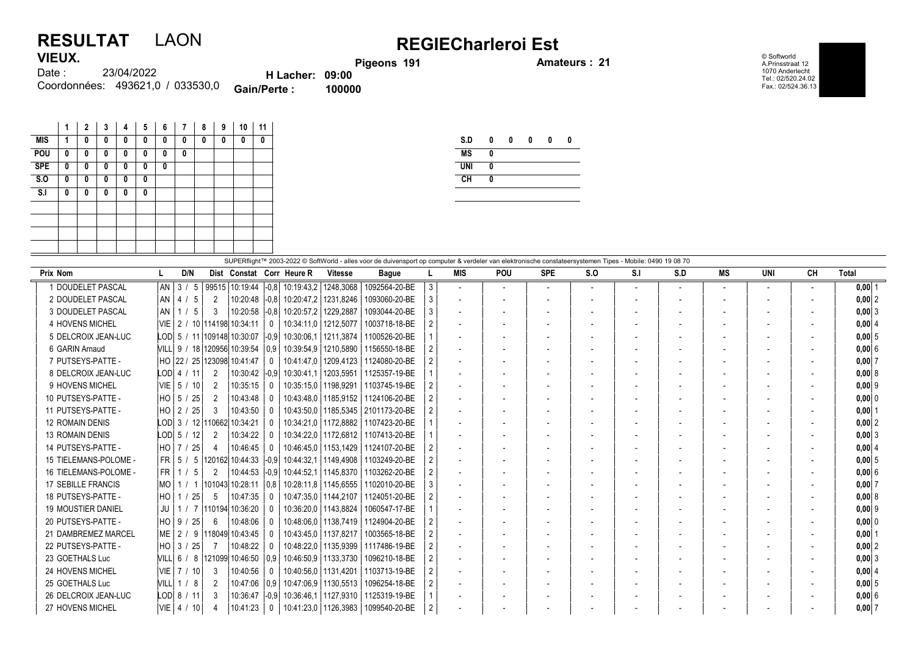# RESULTAT LAON

## REGIECharleroi Est

**VIEUX.**

Date : 23/04/2022

Coordonnées: 493621,0 / 033530,0

**H Lacher: 09:00**

**Gain/Perte : 100000**

**Pigeons 191**

**Amateurs : 21**

© Softworld
A.Prinsstraat 12
1070 Anderlecht
Tel.: 02/520.24.02
Fax.: 02/524.36.13

| | 1 | 2 | 3 | 4 | 5 | 6 | 7 | 8 | 9 | 10 | 11 |
|---|---|---|---|---|---|---|---|---|---|---|---|
| MIS | 1 | 0 | 0 | 0 | 0 | 0 | 0 | 0 | 0 | 0 | 0 |
| POU | 0 | 0 | 0 | 0 | 0 | 0 | 0 | | | | |
| SPE | 0 | 0 | 0 | 0 | 0 | 0 | | | | | |
| S.O | 0 | 0 | 0 | 0 | 0 | | | | | | |
| S.I | 0 | 0 | 0 | 0 | 0 | | | | | | |

| | | | | | |
|---|---|---|---|---|---|
| S.D | 0 | 0 | 0 | 0 | 0 |
| MS | 0 | | | | |
| UNI | 0 | | | | |
| CH | 0 | | | | |

SUPERflight™ 2003-2022 © SoftWorld - alles voor de duivensport op computer & verdeler van elektronische constateersystemen Tipes - Mobile: 0490 19 08 70

| Prix | Nom | L | D/N | Dist | Constat | Corr | Heure R | Vitesse | Bague | L | MIS | POU | SPE | S.O | S.I | S.D | MS | UNI | CH | Total | |
|---|---|---|---|---|---|---|---|---|---|---|---|---|---|---|---|---|---|---|---|---|---|
| 1 | DOUDELET PASCAL | AN | 3 / 5 | 99515 | 10:19:44 | -0,8 | 10:19:43,2 | 1248,3068 | 1092564-20-BE | 3 | - | - | - | - | - | - | - | - | - | 0,00 | 1 |
| 2 | DOUDELET PASCAL | AN | 4 / 5 | 2 | 10:20:48 | -0,8 | 10:20:47,2 | 1231,8246 | 1093060-20-BE | 3 | - | - | - | - | - | - | - | - | - | 0,00 | 2 |
| 3 | DOUDELET PASCAL | AN | 1 / 5 | 3 | 10:20:58 | -0,8 | 10:20:57,2 | 1229,2887 | 1093044-20-BE | 3 | - | - | - | - | - | - | - | - | - | 0,00 | 3 |
| 4 | HOVENS MICHEL | VIE | 2 / 10 | 114198 | 10:34:11 | 0 | 10:34:11,0 | 1212,5077 | 1003718-18-BE | 2 | - | - | - | - | - | - | - | - | - | 0,00 | 4 |
| 5 | DELCROIX JEAN-LUC | LOD | 5 / 11 | 109148 | 10:30:07 | -0,9 | 10:30:06,1 | 1211,3874 | 1100526-20-BE | 1 | - | - | - | - | - | - | - | - | - | 0,00 | 5 |
| 6 | GARIN Arnaud | VILL | 9 / 18 | 120956 | 10:39:54 | 0,9 | 10:39:54,9 | 1210,5890 | 1156550-18-BE | 2 | - | - | - | - | - | - | - | - | - | 0,00 | 6 |
| 7 | PUTSEYS-PATTE - | HO | 22 / 25 | 123098 | 10:41:47 | 0 | 10:41:47,0 | 1209,4123 | 1124080-20-BE | 2 | - | - | - | - | - | - | - | - | - | 0,00 | 7 |
| 8 | DELCROIX JEAN-LUC | LOD | 4 / 11 | 2 | 10:30:42 | -0,9 | 10:30:41,1 | 1203,5951 | 1125357-19-BE | 1 | - | - | - | - | - | - | - | - | - | 0,00 | 8 |
| 9 | HOVENS MICHEL | VIE | 5 / 10 | 2 | 10:35:15 | 0 | 10:35:15,0 | 1198,9291 | 1103745-19-BE | 2 | - | - | - | - | - | - | - | - | - | 0,00 | 9 |
| 10 | PUTSEYS-PATTE - | HO | 5 / 25 | 2 | 10:43:48 | 0 | 10:43:48,0 | 1185,9152 | 1124106-20-BE | 2 | - | - | - | - | - | - | - | - | - | 0,00 | 0 |
| 11 | PUTSEYS-PATTE - | HO | 2 / 25 | 3 | 10:43:50 | 0 | 10:43:50,0 | 1185,5345 | 2101173-20-BE | 2 | - | - | - | - | - | - | - | - | - | 0,00 | 1 |
| 12 | ROMAIN DENIS | LOD | 3 / 12 | 110662 | 10:34:21 | 0 | 10:34:21,0 | 1172,8882 | 1107423-20-BE | 1 | - | - | - | - | - | - | - | - | - | 0,00 | 2 |
| 13 | ROMAIN DENIS | LOD | 5 / 12 | 2 | 10:34:22 | 0 | 10:34:22,0 | 1172,6812 | 1107413-20-BE | 1 | - | - | - | - | - | - | - | - | - | 0,00 | 3 |
| 14 | PUTSEYS-PATTE - | HO | 7 / 25 | 4 | 10:46:45 | 0 | 10:46:45,0 | 1153,1429 | 1124107-20-BE | 2 | - | - | - | - | - | - | - | - | - | 0,00 | 4 |
| 15 | TIELEMANS-POLOME - | FR | 5 / 5 | 120162 | 10:44:33 | -0,9 | 10:44:32,1 | 1149,4908 | 1103249-20-BE | 2 | - | - | - | - | - | - | - | - | - | 0,00 | 5 |
| 16 | TIELEMANS-POLOME - | FR | 1 / 5 | 2 | 10:44:53 | -0,9 | 10:44:52,1 | 1145,8370 | 1103262-20-BE | 2 | - | - | - | - | - | - | - | - | - | 0,00 | 6 |
| 17 | SEBILLE FRANCIS | MO | 1 / 1 | 101043 | 10:28:11 | 0,8 | 10:28:11,8 | 1145,6555 | 1102010-20-BE | 3 | - | - | - | - | - | - | - | - | - | 0,00 | 7 |
| 18 | PUTSEYS-PATTE - | HO | 1 / 25 | 5 | 10:47:35 | 0 | 10:47:35,0 | 1144,2107 | 1124051-20-BE | 2 | - | - | - | - | - | - | - | - | - | 0,00 | 8 |
| 19 | MOUSTIER DANIEL | JU | 1 / 7 | 110194 | 10:36:20 | 0 | 10:36:20,0 | 1143,8824 | 1060547-17-BE | 1 | - | - | - | - | - | - | - | - | - | 0,00 | 9 |
| 20 | PUTSEYS-PATTE - | HO | 9 / 25 | 6 | 10:48:06 | 0 | 10:48:06,0 | 1138,7419 | 1124904-20-BE | 2 | - | - | - | - | - | - | - | - | - | 0,00 | 0 |
| 21 | DAMBREMEZ MARCEL | ME | 2 / 9 | 118049 | 10:43:45 | 0 | 10:43:45,0 | 1137,8217 | 1003565-18-BE | 2 | - | - | - | - | - | - | - | - | - | 0,00 | 1 |
| 22 | PUTSEYS-PATTE - | HO | 3 / 25 | 7 | 10:48:22 | 0 | 10:48:22,0 | 1135,9399 | 1117486-19-BE | 2 | - | - | - | - | - | - | - | - | - | 0,00 | 2 |
| 23 | GOETHALS Luc | VILL | 6 / 8 | 121099 | 10:46:50 | 0,9 | 10:46:50,9 | 1133,3730 | 1096210-18-BE | 2 | - | - | - | - | - | - | - | - | - | 0,00 | 3 |
| 24 | HOVENS MICHEL | VIE | 7 / 10 | 3 | 10:40:56 | 0 | 10:40:56,0 | 1131,4201 | 1103713-19-BE | 2 | - | - | - | - | - | - | - | - | - | 0,00 | 4 |
| 25 | GOETHALS Luc | VILL | 1 / 8 | 2 | 10:47:06 | 0,9 | 10:47:06,9 | 1130,5513 | 1096254-18-BE | 2 | - | - | - | - | - | - | - | - | - | 0,00 | 5 |
| 26 | DELCROIX JEAN-LUC | LOD | 8 / 11 | 3 | 10:36:47 | -0,9 | 10:36:46,1 | 1127,9310 | 1125319-19-BE | 1 | - | - | - | - | - | - | - | - | - | 0,00 | 6 |
| 27 | HOVENS MICHEL | VIE | 4 / 10 | 4 | 10:41:23 | 0 | 10:41:23,0 | 1126,3983 | 1099540-20-BE | 2 | - | - | - | - | - | - | - | - | - | 0,00 | 7 |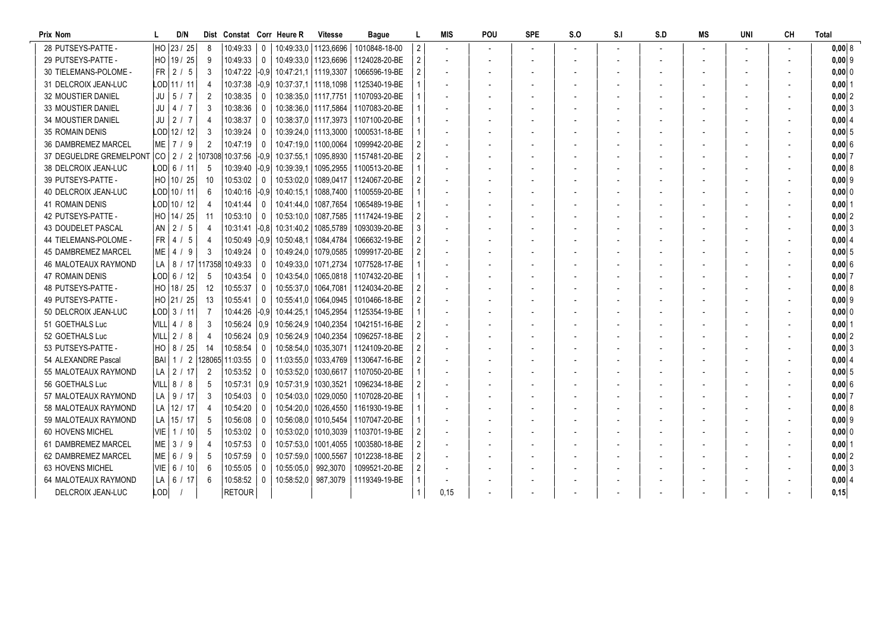| Prix | Nom | L | D/N | Dist | Constat | Corr | Heure R | Vitesse | Bague | L | MIS | POU | SPE | S.O | S.I | S.D | MS | UNI | CH | Total | |
|---|---|---|---|---|---|---|---|---|---|---|---|---|---|---|---|---|---|---|---|---|---|
| 28 | PUTSEYS-PATTE - | HO | 23 / 25 | 8 | 10:49:33 | 0 | 10:49:33,0 | 1123,6696 | 1010848-18-00 | 2 | - | - | - | - | - | - | - | - | - | 0,00 | 8 |
| 29 | PUTSEYS-PATTE - | HO | 19 / 25 | 9 | 10:49:33 | 0 | 10:49:33,0 | 1123,6696 | 1124028-20-BE | 2 | - | - | - | - | - | - | - | - | - | 0,00 | 9 |
| 30 | TIELEMANS-POLOME - | FR | 2 / 5 | 3 | 10:47:22 | -0,9 | 10:47:21,1 | 1119,3307 | 1066596-19-BE | 2 | - | - | - | - | - | - | - | - | - | 0,00 | 0 |
| 31 | DELCROIX JEAN-LUC | LOD | 11 / 11 | 4 | 10:37:38 | -0,9 | 10:37:37,1 | 1118,1098 | 1125340-19-BE | 1 | - | - | - | - | - | - | - | - | - | 0,00 | 1 |
| 32 | MOUSTIER DANIEL | JU | 5 / 7 | 2 | 10:38:35 | 0 | 10:38:35,0 | 1117,7751 | 1107093-20-BE | 1 | - | - | - | - | - | - | - | - | - | 0,00 | 2 |
| 33 | MOUSTIER DANIEL | JU | 4 / 7 | 3 | 10:38:36 | 0 | 10:38:36,0 | 1117,5864 | 1107083-20-BE | 1 | - | - | - | - | - | - | - | - | - | 0,00 | 3 |
| 34 | MOUSTIER DANIEL | JU | 2 / 7 | 4 | 10:38:37 | 0 | 10:38:37,0 | 1117,3973 | 1107100-20-BE | 1 | - | - | - | - | - | - | - | - | - | 0,00 | 4 |
| 35 | ROMAIN DENIS | LOD | 12 / 12 | 3 | 10:39:24 | 0 | 10:39:24,0 | 1113,3000 | 1000531-18-BE | 1 | - | - | - | - | - | - | - | - | - | 0,00 | 5 |
| 36 | DAMBREMEZ MARCEL | ME | 7 / 9 | 2 | 10:47:19 | 0 | 10:47:19,0 | 1100,0064 | 1099942-20-BE | 2 | - | - | - | - | - | - | - | - | - | 0,00 | 6 |
| 37 | DEGUELDRE GREMELPONT | CO | 2 / 2 | 107308 | 10:37:56 | -0,9 | 10:37:55,1 | 1095,8930 | 1157481-20-BE | 2 | - | - | - | - | - | - | - | - | - | 0,00 | 7 |
| 38 | DELCROIX JEAN-LUC | LOD | 6 / 11 | 5 | 10:39:40 | -0,9 | 10:39:39,1 | 1095,2955 | 1100513-20-BE | 1 | - | - | - | - | - | - | - | - | - | 0,00 | 8 |
| 39 | PUTSEYS-PATTE - | HO | 10 / 25 | 10 | 10:53:02 | 0 | 10:53:02,0 | 1089,0417 | 1124067-20-BE | 2 | - | - | - | - | - | - | - | - | - | 0,00 | 9 |
| 40 | DELCROIX JEAN-LUC | LOD | 10 / 11 | 6 | 10:40:16 | -0,9 | 10:40:15,1 | 1088,7400 | 1100559-20-BE | 1 | - | - | - | - | - | - | - | - | - | 0,00 | 0 |
| 41 | ROMAIN DENIS | LOD | 10 / 12 | 4 | 10:41:44 | 0 | 10:41:44,0 | 1087,7654 | 1065489-19-BE | 1 | - | - | - | - | - | - | - | - | - | 0,00 | 1 |
| 42 | PUTSEYS-PATTE - | HO | 14 / 25 | 11 | 10:53:10 | 0 | 10:53:10,0 | 1087,7585 | 1117424-19-BE | 2 | - | - | - | - | - | - | - | - | - | 0,00 | 2 |
| 43 | DOUDELET PASCAL | AN | 2 / 5 | 4 | 10:31:41 | -0,8 | 10:31:40,2 | 1085,5789 | 1093039-20-BE | 3 | - | - | - | - | - | - | - | - | - | 0,00 | 3 |
| 44 | TIELEMANS-POLOME - | FR | 4 / 5 | 4 | 10:50:49 | -0,9 | 10:50:48,1 | 1084,4784 | 1066632-19-BE | 2 | - | - | - | - | - | - | - | - | - | 0,00 | 4 |
| 45 | DAMBREMEZ MARCEL | ME | 4 / 9 | 3 | 10:49:24 | 0 | 10:49:24,0 | 1079,0585 | 1099917-20-BE | 2 | - | - | - | - | - | - | - | - | - | 0,00 | 5 |
| 46 | MALOTEAUX RAYMOND | LA | 8 / 17 | 117358 | 10:49:33 | 0 | 10:49:33,0 | 1071,2734 | 1077528-17-BE | 1 | - | - | - | - | - | - | - | - | - | 0,00 | 6 |
| 47 | ROMAIN DENIS | LOD | 6 / 12 | 5 | 10:43:54 | 0 | 10:43:54,0 | 1065,0818 | 1107432-20-BE | 1 | - | - | - | - | - | - | - | - | - | 0,00 | 7 |
| 48 | PUTSEYS-PATTE - | HO | 18 / 25 | 12 | 10:55:37 | 0 | 10:55:37,0 | 1064,7081 | 1124034-20-BE | 2 | - | - | - | - | - | - | - | - | - | 0,00 | 8 |
| 49 | PUTSEYS-PATTE - | HO | 21 / 25 | 13 | 10:55:41 | 0 | 10:55:41,0 | 1064,0945 | 1010466-18-BE | 2 | - | - | - | - | - | - | - | - | - | 0,00 | 9 |
| 50 | DELCROIX JEAN-LUC | LOD | 3 / 11 | 7 | 10:44:26 | -0,9 | 10:44:25,1 | 1045,2954 | 1125354-19-BE | 1 | - | - | - | - | - | - | - | - | - | 0,00 | 0 |
| 51 | GOETHALS Luc | VILL | 4 / 8 | 3 | 10:56:24 | 0,9 | 10:56:24,9 | 1040,2354 | 1042151-16-BE | 2 | - | - | - | - | - | - | - | - | - | 0,00 | 1 |
| 52 | GOETHALS Luc | VILL | 2 / 8 | 4 | 10:56:24 | 0,9 | 10:56:24,9 | 1040,2354 | 1096257-18-BE | 2 | - | - | - | - | - | - | - | - | - | 0,00 | 2 |
| 53 | PUTSEYS-PATTE - | HO | 8 / 25 | 14 | 10:58:54 | 0 | 10:58:54,0 | 1035,3071 | 1124109-20-BE | 2 | - | - | - | - | - | - | - | - | - | 0,00 | 3 |
| 54 | ALEXANDRE Pascal | BAI | 1 / 2 | 128065 | 11:03:55 | 0 | 11:03:55,0 | 1033,4769 | 1130647-16-BE | 2 | - | - | - | - | - | - | - | - | - | 0,00 | 4 |
| 55 | MALOTEAUX RAYMOND | LA | 2 / 17 | 2 | 10:53:52 | 0 | 10:53:52,0 | 1030,6617 | 1107050-20-BE | 1 | - | - | - | - | - | - | - | - | - | 0,00 | 5 |
| 56 | GOETHALS Luc | VILL | 8 / 8 | 5 | 10:57:31 | 0,9 | 10:57:31,9 | 1030,3521 | 1096234-18-BE | 2 | - | - | - | - | - | - | - | - | - | 0,00 | 6 |
| 57 | MALOTEAUX RAYMOND | LA | 9 / 17 | 3 | 10:54:03 | 0 | 10:54:03,0 | 1029,0050 | 1107028-20-BE | 1 | - | - | - | - | - | - | - | - | - | 0,00 | 7 |
| 58 | MALOTEAUX RAYMOND | LA | 12 / 17 | 4 | 10:54:20 | 0 | 10:54:20,0 | 1026,4550 | 1161930-19-BE | 1 | - | - | - | - | - | - | - | - | - | 0,00 | 8 |
| 59 | MALOTEAUX RAYMOND | LA | 15 / 17 | 5 | 10:56:08 | 0 | 10:56:08,0 | 1010,5454 | 1107047-20-BE | 1 | - | - | - | - | - | - | - | - | - | 0,00 | 9 |
| 60 | HOVENS MICHEL | VIE | 1 / 10 | 5 | 10:53:02 | 0 | 10:53:02,0 | 1010,3039 | 1103701-19-BE | 2 | - | - | - | - | - | - | - | - | - | 0,00 | 0 |
| 61 | DAMBREMEZ MARCEL | ME | 3 / 9 | 4 | 10:57:53 | 0 | 10:57:53,0 | 1001,4055 | 1003580-18-BE | 2 | - | - | - | - | - | - | - | - | - | 0,00 | 1 |
| 62 | DAMBREMEZ MARCEL | ME | 6 / 9 | 5 | 10:57:59 | 0 | 10:57:59,0 | 1000,5567 | 1012238-18-BE | 2 | - | - | - | - | - | - | - | - | - | 0,00 | 2 |
| 63 | HOVENS MICHEL | VIE | 6 / 10 | 6 | 10:55:05 | 0 | 10:55:05,0 | 992,3070 | 1099521-20-BE | 2 | - | - | - | - | - | - | - | - | - | 0,00 | 3 |
| 64 | MALOTEAUX RAYMOND | LA | 6 / 17 | 6 | 10:58:52 | 0 | 10:58:52,0 | 987,3079 | 1119349-19-BE | 1 | - | - | - | - | - | - | - | - | - | 0,00 | 4 |
| | DELCROIX JEAN-LUC | LOD | / | | RETOUR | | | | | 1 | 0,15 | - | - | - | - | - | - | - | - | 0,15 | |